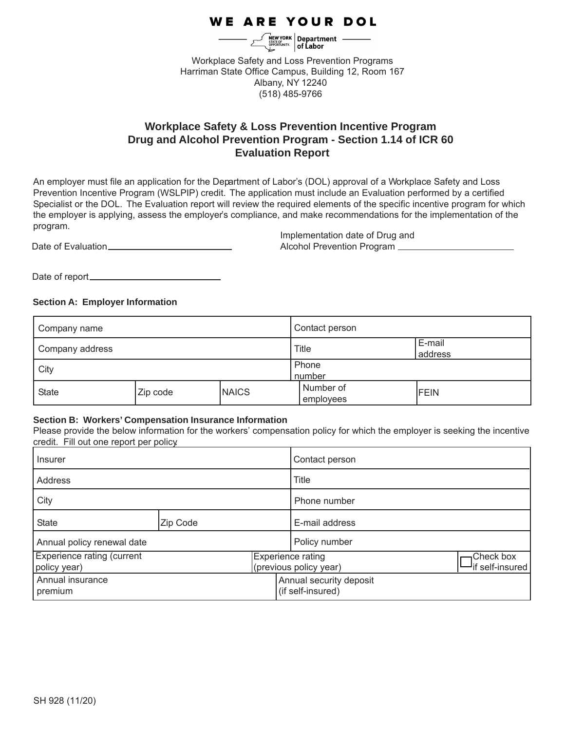WE ARE YOUR DOL

NEW YORK STATE OF OPPORTUNITY. | Department of Labor

Workplace Safety and Loss Prevention Programs
Harriman State Office Campus, Building 12, Room 167
Albany, NY 12240
(518) 485-9766

# Workplace Safety & Loss Prevention Incentive Program
# Drug and Alcohol Prevention Program - Section 1.14 of ICR 60
# Evaluation Report

An employer must file an application for the Department of Labor's (DOL) approval of a Workplace Safety and Loss Prevention Incentive Program (WSLPIP) credit. The application must include an Evaluation performed by a certified Specialist or the DOL. The Evaluation report will review the required elements of the specific incentive program for which the employer is applying, assess the employer's compliance, and make recommendations for the implementation of the program.

Date of Evaluation\_\_\_\_\_\_\_\_\_\_\_\_\_\_\_\_\_\_\_\_\_\_\_\_

Implementation date of Drug and Alcohol Prevention Program \_\_\_\_\_\_\_\_\_\_\_\_\_\_\_\_\_\_\_\_\_\_\_\_

Date of report\_\_\_\_\_\_\_\_\_\_\_\_\_\_\_\_\_\_\_\_\_\_\_\_

**Section A: Employer Information**

| Company name | | | Contact person | |
|---|---|---|---|---|
| Company address | | | Title | E-mail address |
| City | | | Phone number | |
| State | Zip code | NAICS | Number of employees | FEIN |

**Section B: Workers' Compensation Insurance Information**
Please provide the below information for the workers' compensation policy for which the employer is seeking the incentive credit. Fill out one report per policy.

| Insurer | | Contact person | |
|---|---|---|---|
| Address | | Title | |
| City | | Phone number | |
| State | Zip Code | E-mail address | |
| Annual policy renewal date | | Policy number | |
| Experience rating (current policy year) | | Experience rating (previous policy year) | ☐ Check box if self-insured |
| Annual insurance premium | | Annual security deposit (if self-insured) | |

SH 928 (11/20)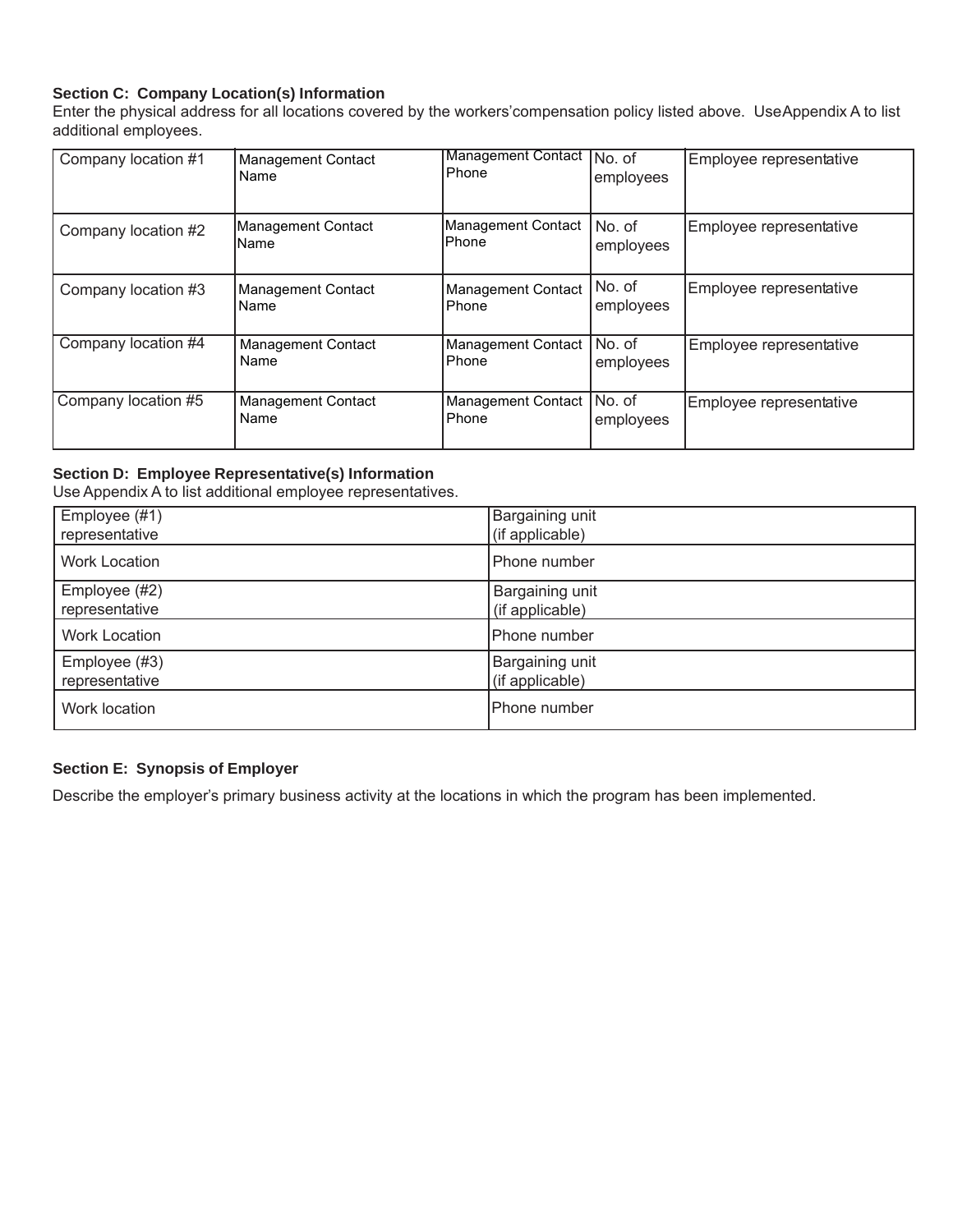**Section C: Company Location(s) Information**

Enter the physical address for all locations covered by the workers'compensation policy listed above. UseAppendix A to list additional employees.

| Company location #1 | Management Contact Name | Management Contact Phone | No. of employees | Employee representative |
|---|---|---|---|---|
| Company location #2 | Management Contact Name | Management Contact Phone | No. of employees | Employee representative |
| Company location #3 | Management Contact Name | Management Contact Phone | No. of employees | Employee representative |
| Company location #4 | Management Contact Name | Management Contact Phone | No. of employees | Employee representative |
| Company location #5 | Management Contact Name | Management Contact Phone | No. of employees | Employee representative |

**Section D: Employee Representative(s) Information**

Use Appendix A to list additional employee representatives.

| Employee (#1) representative | Bargaining unit (if applicable) |
|---|---|
| Work Location | Phone number |
| Employee (#2) representative | Bargaining unit (if applicable) |
| Work Location | Phone number |
| Employee (#3) representative | Bargaining unit (if applicable) |
| Work location | Phone number |

**Section E: Synopsis of Employer**

Describe the employer's primary business activity at the locations in which the program has been implemented.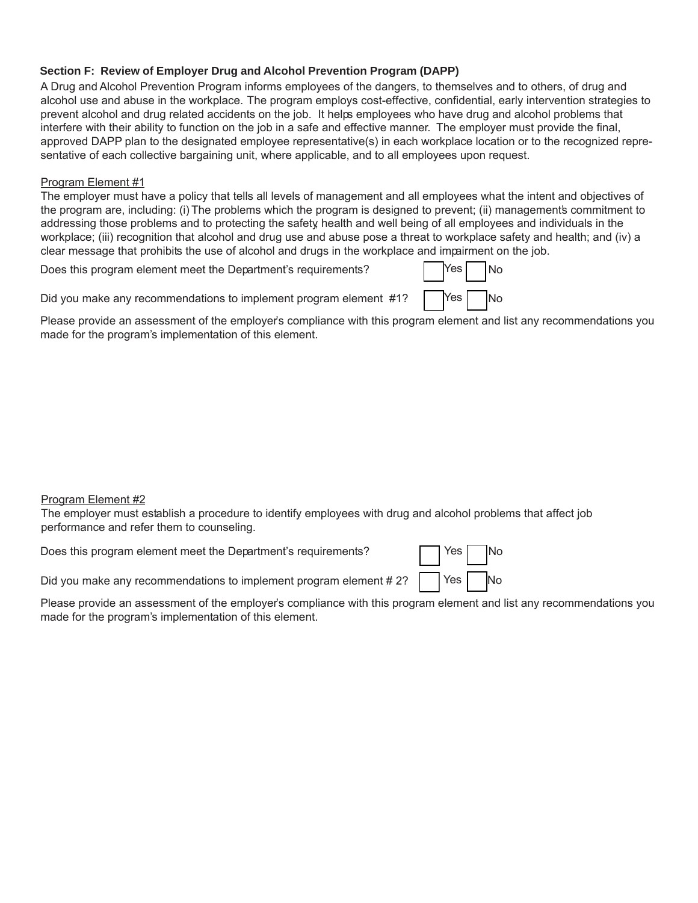### Section F: Review of Employer Drug and Alcohol Prevention Program (DAPP)

A Drug and Alcohol Prevention Program informs employees of the dangers, to themselves and to others, of drug and alcohol use and abuse in the workplace. The program employs cost-effective, confidential, early intervention strategies to prevent alcohol and drug related accidents on the job. It helps employees who have drug and alcohol problems that interfere with their ability to function on the job in a safe and effective manner. The employer must provide the final, approved DAPP plan to the designated employee representative(s) in each workplace location or to the recognized representative of each collective bargaining unit, where applicable, and to all employees upon request.

Program Element #1

The employer must have a policy that tells all levels of management and all employees what the intent and objectives of the program are, including: (i) The problems which the program is designed to prevent; (ii) management's commitment to addressing those problems and to protecting the safety, health and well being of all employees and individuals in the workplace; (iii) recognition that alcohol and drug use and abuse pose a threat to workplace safety and health; and (iv) a clear message that prohibits the use of alcohol and drugs in the workplace and impairment on the job.

Does this program element meet the Department's requirements? ☐ Yes ☐ No

Did you make any recommendations to implement program element #1? ☐ Yes ☐ No

Please provide an assessment of the employer's compliance with this program element and list any recommendations you made for the program's implementation of this element.

Program Element #2

The employer must establish a procedure to identify employees with drug and alcohol problems that affect job performance and refer them to counseling.

Does this program element meet the Department's requirements? ☐ Yes ☐ No

Did you make any recommendations to implement program element # 2? ☐ Yes ☐ No

Please provide an assessment of the employer's compliance with this program element and list any recommendations you made for the program's implementation of this element.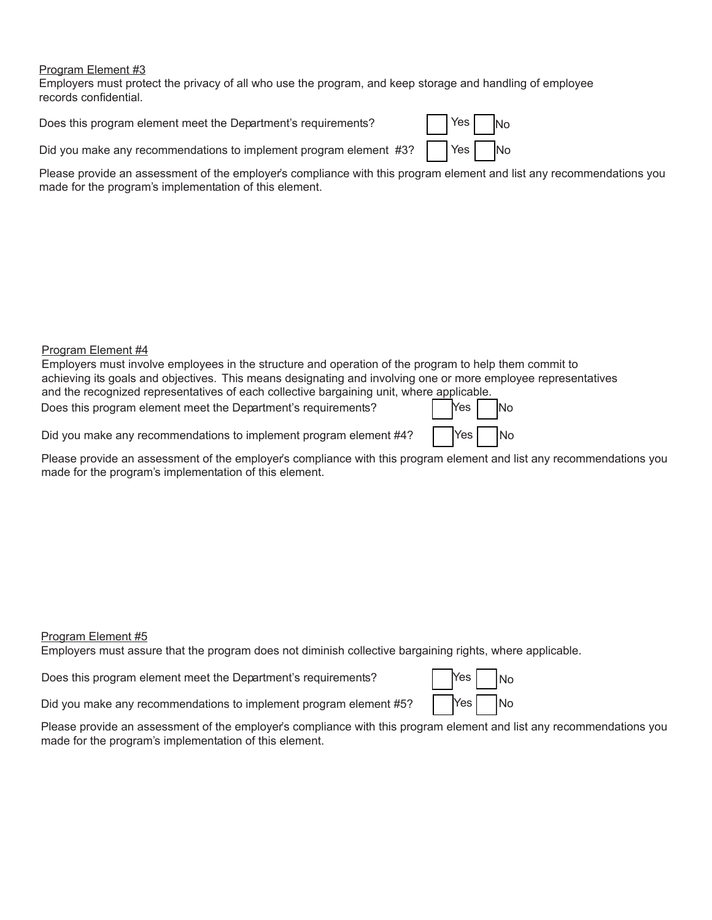Program Element #3

Employers must protect the privacy of all who use the program, and keep storage and handling of employee records confidential.

Does this program element meet the Department's requirements? ☐ Yes ☐ No

Did you make any recommendations to implement program element #3? ☐ Yes ☐ No

Please provide an assessment of the employer's compliance with this program element and list any recommendations you made for the program's implementation of this element.

Program Element #4

Employers must involve employees in the structure and operation of the program to help them commit to achieving its goals and objectives. This means designating and involving one or more employee representatives and the recognized representatives of each collective bargaining unit, where applicable.

Does this program element meet the Department's requirements? ☐ Yes ☐ No

Did you make any recommendations to implement program element #4? ☐ Yes ☐ No

Please provide an assessment of the employer's compliance with this program element and list any recommendations you made for the program's implementation of this element.

Program Element #5

Employers must assure that the program does not diminish collective bargaining rights, where applicable.

Does this program element meet the Department's requirements? ☐ Yes ☐ No

Did you make any recommendations to implement program element #5? ☐ Yes ☐ No

Please provide an assessment of the employer's compliance with this program element and list any recommendations you made for the program's implementation of this element.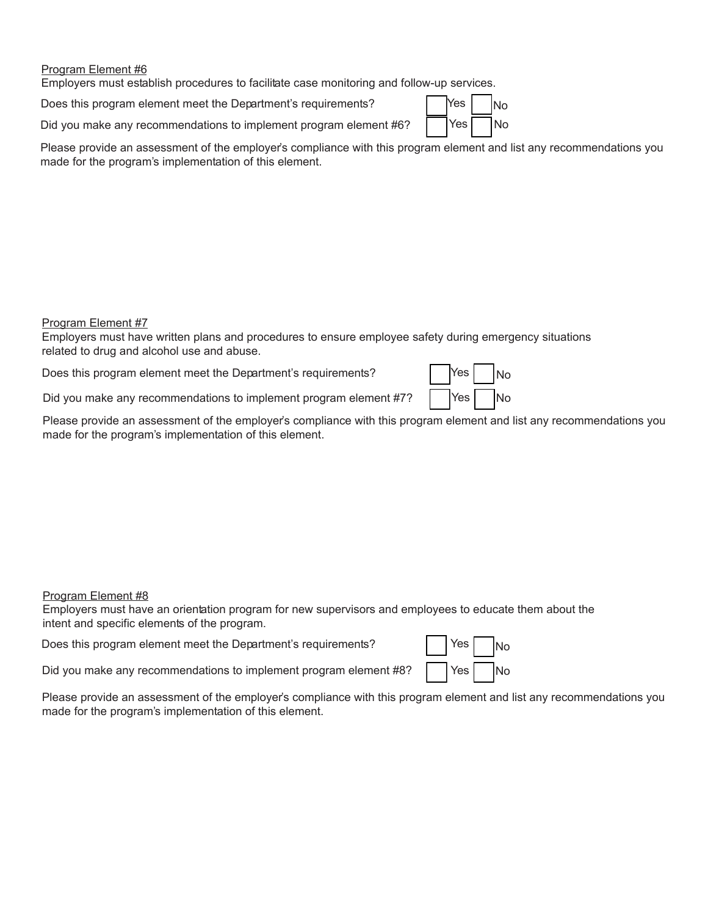Program Element #6

Employers must establish procedures to facilitate case monitoring and follow-up services.

Does this program element meet the Department's requirements? ☐ Yes ☐ No

Did you make any recommendations to implement program element #6? ☐ Yes ☐ No

Please provide an assessment of the employer's compliance with this program element and list any recommendations you made for the program's implementation of this element.

Program Element #7

Employers must have written plans and procedures to ensure employee safety during emergency situations related to drug and alcohol use and abuse.

Does this program element meet the Department's requirements? ☐ Yes ☐ No

Did you make any recommendations to implement program element #7? ☐ Yes ☐ No

Please provide an assessment of the employer's compliance with this program element and list any recommendations you made for the program's implementation of this element.

Program Element #8

Employers must have an orientation program for new supervisors and employees to educate them about the intent and specific elements of the program.

Does this program element meet the Department's requirements? ☐ Yes ☐ No

Did you make any recommendations to implement program element #8? ☐ Yes ☐ No

Please provide an assessment of the employer's compliance with this program element and list any recommendations you made for the program's implementation of this element.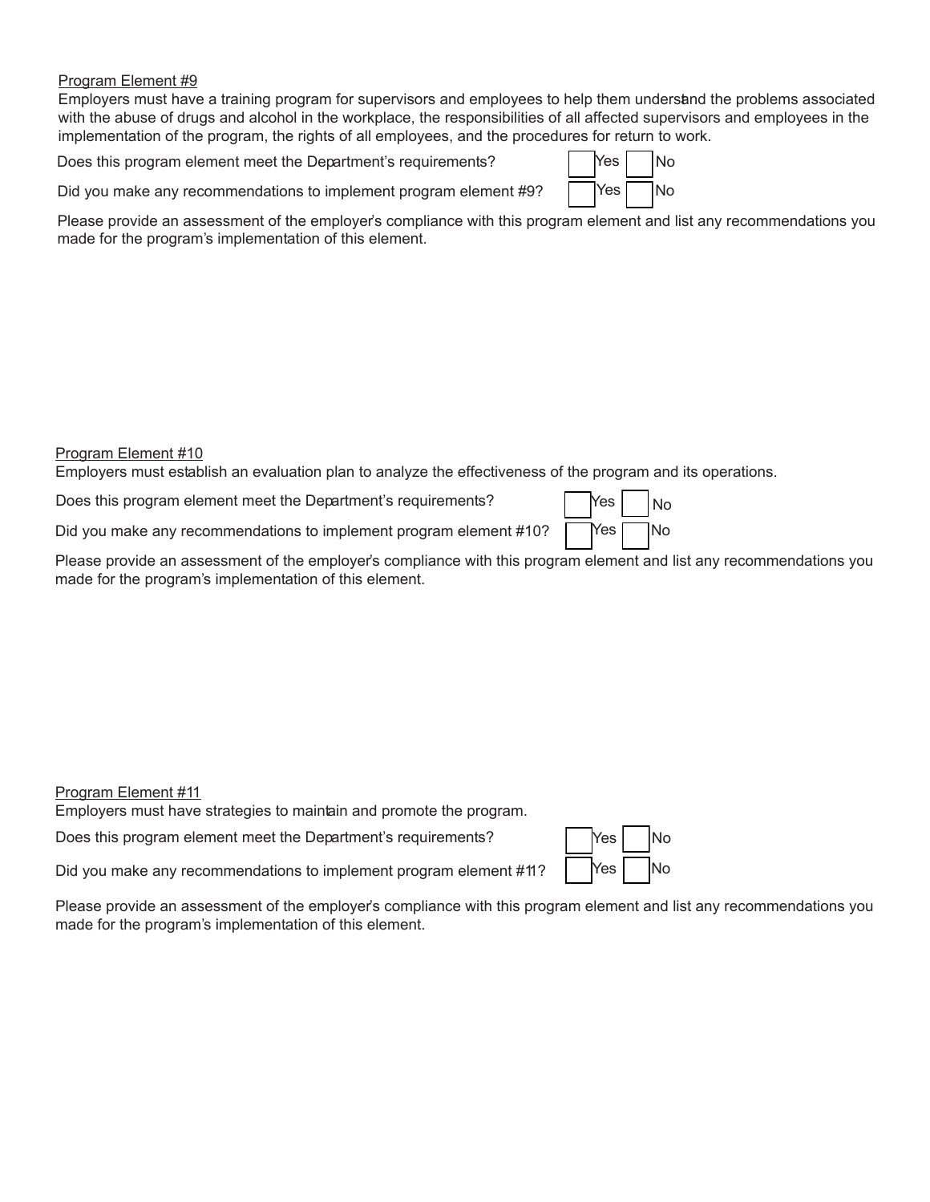Program Element #9

Employers must have a training program for supervisors and employees to help them understand the problems associated with the abuse of drugs and alcohol in the workplace, the responsibilities of all affected supervisors and employees in the implementation of the program, the rights of all employees, and the procedures for return to work.

Does this program element meet the Department's requirements? ☐ Yes ☐ No

Did you make any recommendations to implement program element #9? ☐ Yes ☐ No

Please provide an assessment of the employer's compliance with this program element and list any recommendations you made for the program's implementation of this element.

Program Element #10

Employers must establish an evaluation plan to analyze the effectiveness of the program and its operations.

Does this program element meet the Department's requirements? ☐ Yes ☐ No

Did you make any recommendations to implement program element #10? ☐ Yes ☐ No

Please provide an assessment of the employer's compliance with this program element and list any recommendations you made for the program's implementation of this element.

Program Element #11

Employers must have strategies to maintain and promote the program.

Does this program element meet the Department's requirements? ☐ Yes ☐ No

Did you make any recommendations to implement program element #11? ☐ Yes ☐ No

Please provide an assessment of the employer's compliance with this program element and list any recommendations you made for the program's implementation of this element.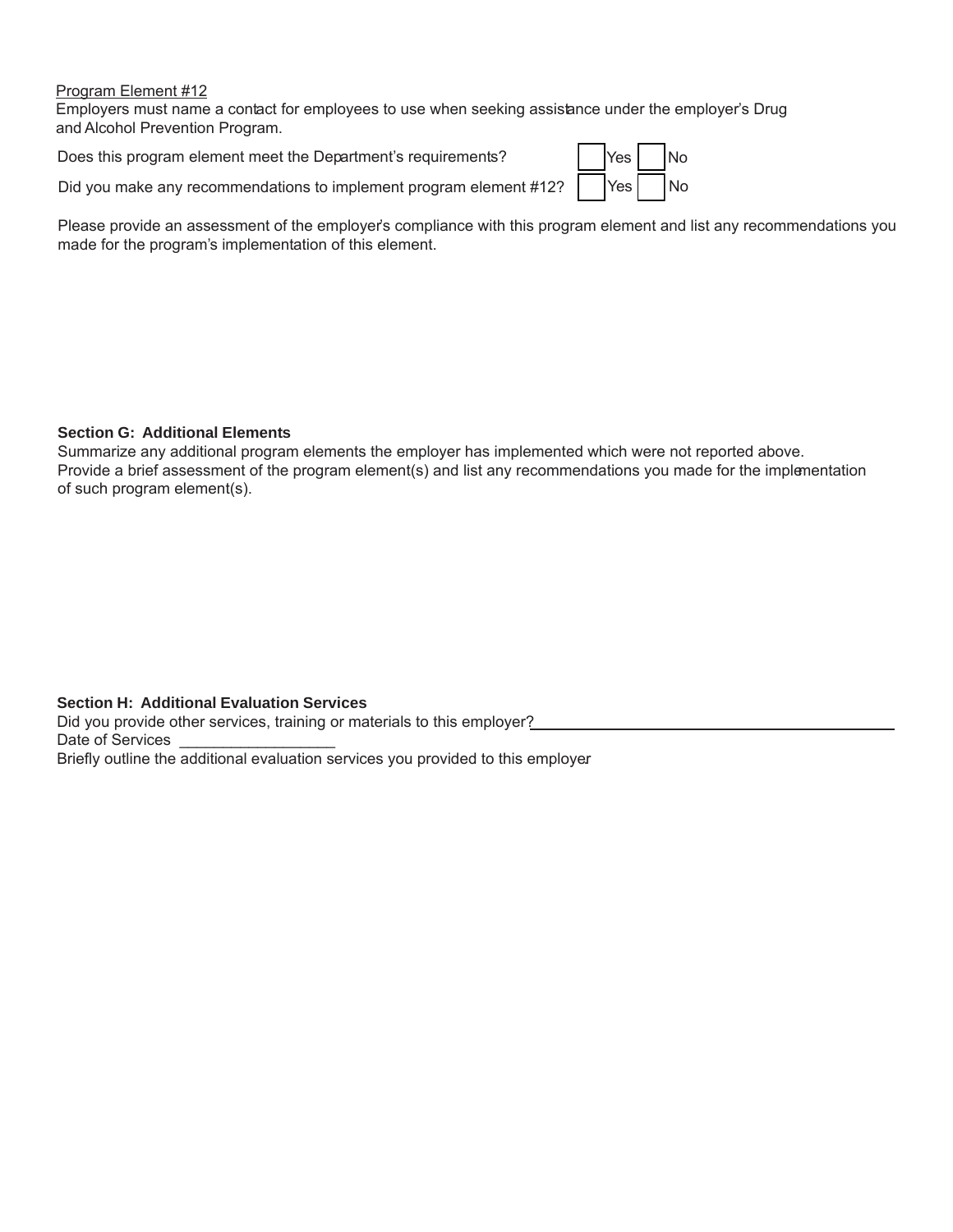Program Element #12

Employers must name a contact for employees to use when seeking assistance under the employer's Drug and Alcohol Prevention Program.

Does this program element meet the Department's requirements? ☐ Yes ☐ No

Did you make any recommendations to implement program element #12? ☐ Yes ☐ No

Please provide an assessment of the employer's compliance with this program element and list any recommendations you made for the program's implementation of this element.

**Section G: Additional Elements**

Summarize any additional program elements the employer has implemented which were not reported above. Provide a brief assessment of the program element(s) and list any recommendations you made for the implementation of such program element(s).

**Section H: Additional Evaluation Services**

Did you provide other services, training or materials to this employer? ___________________________________________

Date of Services __________________

Briefly outline the additional evaluation services you provided to this employer.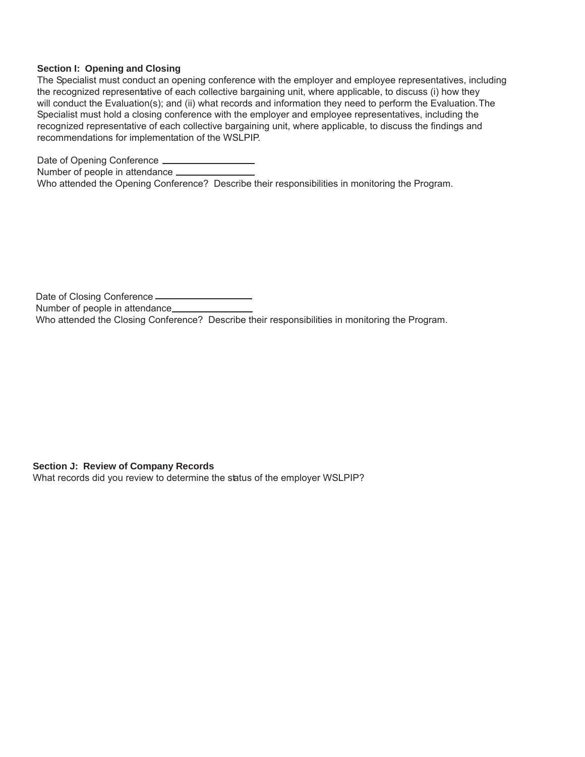**Section I: Opening and Closing**

The Specialist must conduct an opening conference with the employer and employee representatives, including the recognized representative of each collective bargaining unit, where applicable, to discuss (i) how they will conduct the Evaluation(s); and (ii) what records and information they need to perform the Evaluation. The Specialist must hold a closing conference with the employer and employee representatives, including the recognized representative of each collective bargaining unit, where applicable, to discuss the findings and recommendations for implementation of the WSLPIP.

Date of Opening Conference \_\_\_\_\_\_\_\_\_\_\_\_\_\_\_\_\_\_

Number of people in attendance \_\_\_\_\_\_\_\_\_\_\_\_\_\_\_\_

Who attended the Opening Conference? Describe their responsibilities in monitoring the Program.

Date of Closing Conference \_\_\_\_\_\_\_\_\_\_\_\_\_\_\_\_\_\_

Number of people in attendance\_\_\_\_\_\_\_\_\_\_\_\_\_\_\_\_

Who attended the Closing Conference? Describe their responsibilities in monitoring the Program.

**Section J: Review of Company Records**

What records did you review to determine the status of the employer WSLPIP?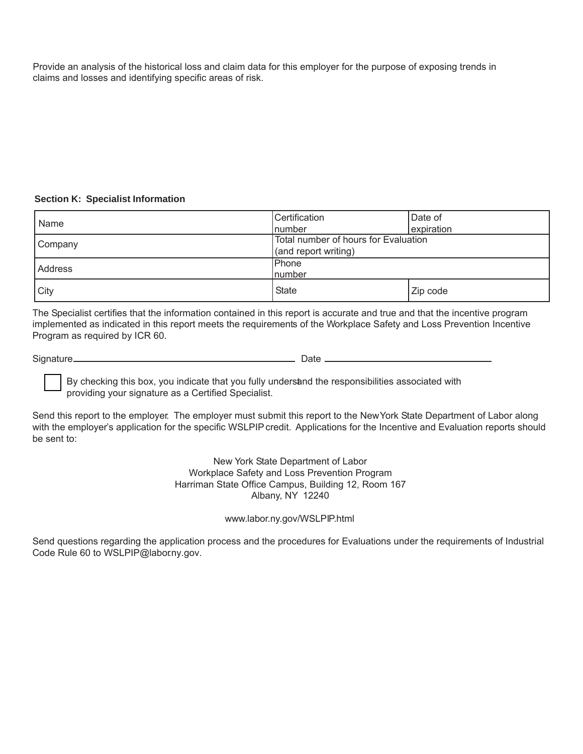Provide an analysis of the historical loss and claim data for this employer for the purpose of exposing trends in claims and losses and identifying specific areas of risk.

**Section K: Specialist Information**

| | | |
|---|---|---|
| Name | Certification number | Date of expiration |
| Company | Total number of hours for Evaluation (and report writing) | |
| Address | Phone number | |
| City | State | Zip code |

The Specialist certifies that the information contained in this report is accurate and true and that the incentive program implemented as indicated in this report meets the requirements of the Workplace Safety and Loss Prevention Incentive Program as required by ICR 60.

Signature\_\_\_\_\_\_\_\_\_\_\_\_\_\_\_\_\_\_\_\_\_\_\_\_\_\_\_\_\_\_\_\_\_\_\_\_ Date \_\_\_\_\_\_\_\_\_\_\_\_\_\_\_\_\_\_\_\_\_\_\_\_\_\_\_

☐ By checking this box, you indicate that you fully understand the responsibilities associated with providing your signature as a Certified Specialist.

Send this report to the employer. The employer must submit this report to the New York State Department of Labor along with the employer's application for the specific WSLPIP credit. Applications for the Incentive and Evaluation reports should be sent to:

New York State Department of Labor
Workplace Safety and Loss Prevention Program
Harriman State Office Campus, Building 12, Room 167
Albany, NY 12240

www.labor.ny.gov/WSLPIP.html

Send questions regarding the application process and the procedures for Evaluations under the requirements of Industrial Code Rule 60 to WSLPIP@labor.ny.gov.